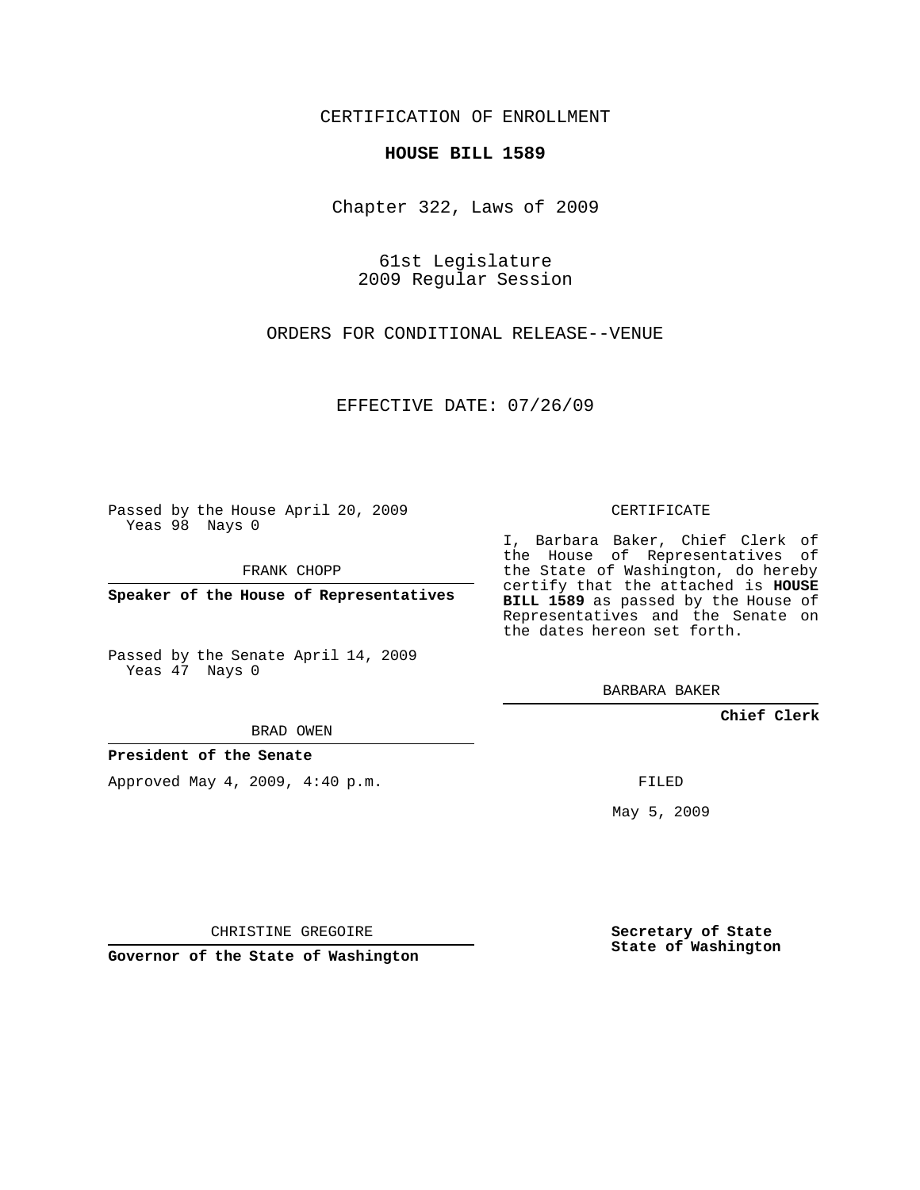CERTIFICATION OF ENROLLMENT

**HOUSE BILL 1589**

Chapter 322, Laws of 2009

61st Legislature
2009 Regular Session

ORDERS FOR CONDITIONAL RELEASE--VENUE

EFFECTIVE DATE: 07/26/09

Passed by the House April 20, 2009
Yeas 98 Nays 0

FRANK CHOPP

**Speaker of the House of Representatives**

Passed by the Senate April 14, 2009
Yeas 47 Nays 0

BRAD OWEN

**President of the Senate**

Approved May 4, 2009, 4:40 p.m.

CHRISTINE GREGOIRE

**Governor of the State of Washington**

CERTIFICATE

I, Barbara Baker, Chief Clerk of the House of Representatives of the State of Washington, do hereby certify that the attached is **HOUSE BILL 1589** as passed by the House of Representatives and the Senate on the dates hereon set forth.

BARBARA BAKER

**Chief Clerk**

FILED

May 5, 2009

**Secretary of State**
**State of Washington**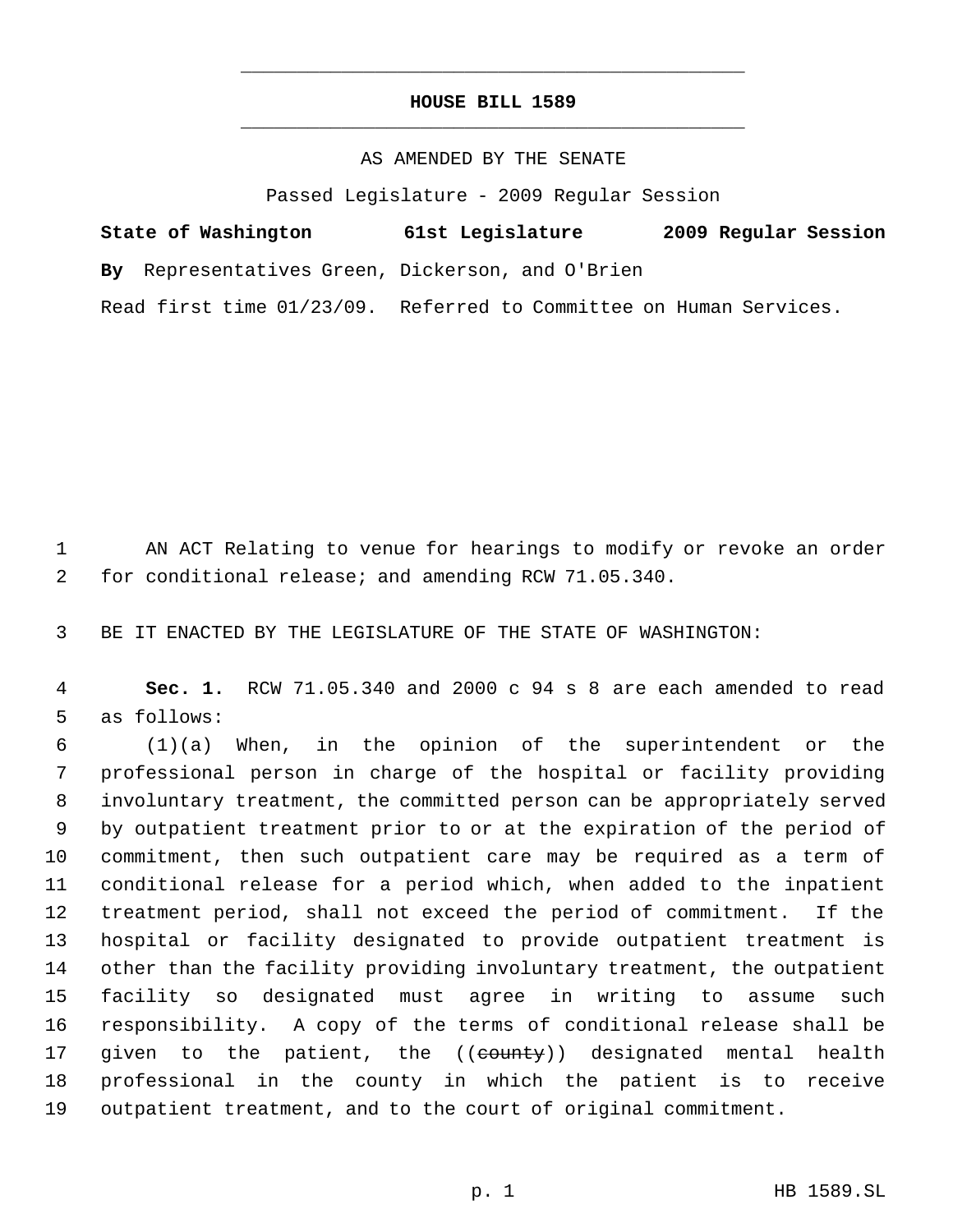# HOUSE BILL 1589

AS AMENDED BY THE SENATE

Passed Legislature - 2009 Regular Session

**State of Washington 61st Legislature 2009 Regular Session**

**By** Representatives Green, Dickerson, and O'Brien

Read first time 01/23/09. Referred to Committee on Human Services.

AN ACT Relating to venue for hearings to modify or revoke an order for conditional release; and amending RCW 71.05.340.

BE IT ENACTED BY THE LEGISLATURE OF THE STATE OF WASHINGTON:

**Sec. 1.** RCW 71.05.340 and 2000 c 94 s 8 are each amended to read as follows:

(1)(a) When, in the opinion of the superintendent or the professional person in charge of the hospital or facility providing involuntary treatment, the committed person can be appropriately served by outpatient treatment prior to or at the expiration of the period of commitment, then such outpatient care may be required as a term of conditional release for a period which, when added to the inpatient treatment period, shall not exceed the period of commitment. If the hospital or facility designated to provide outpatient treatment is other than the facility providing involuntary treatment, the outpatient facility so designated must agree in writing to assume such responsibility. A copy of the terms of conditional release shall be given to the patient, the ((~~county~~)) designated mental health professional in the county in which the patient is to receive outpatient treatment, and to the court of original commitment.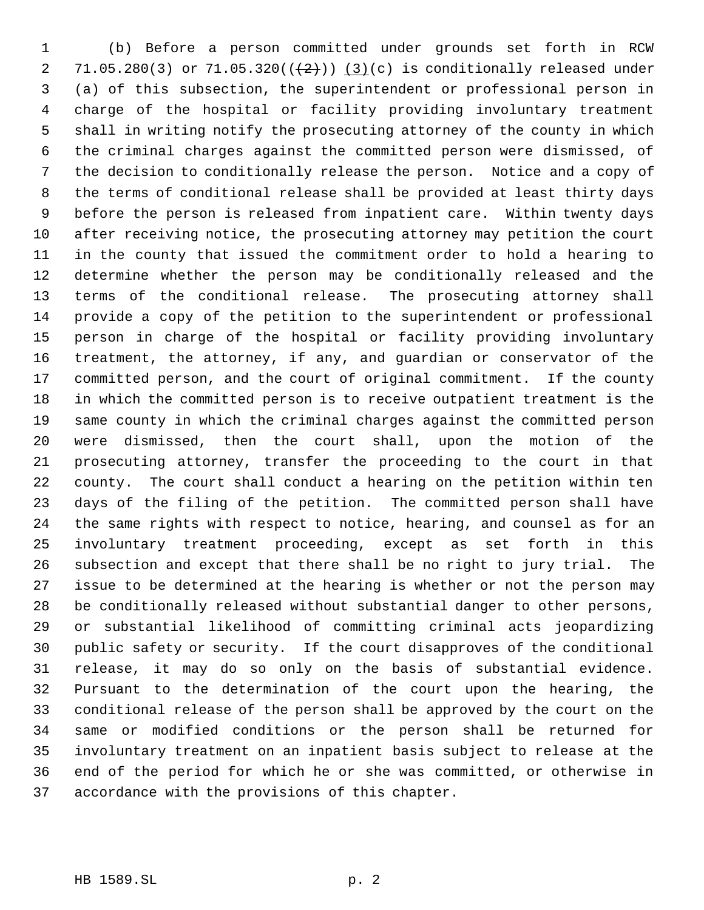(b) Before a person committed under grounds set forth in RCW 71.05.280(3) or 71.05.320(((2))) (3)(c) is conditionally released under (a) of this subsection, the superintendent or professional person in charge of the hospital or facility providing involuntary treatment shall in writing notify the prosecuting attorney of the county in which the criminal charges against the committed person were dismissed, of the decision to conditionally release the person. Notice and a copy of the terms of conditional release shall be provided at least thirty days before the person is released from inpatient care. Within twenty days after receiving notice, the prosecuting attorney may petition the court in the county that issued the commitment order to hold a hearing to determine whether the person may be conditionally released and the terms of the conditional release. The prosecuting attorney shall provide a copy of the petition to the superintendent or professional person in charge of the hospital or facility providing involuntary treatment, the attorney, if any, and guardian or conservator of the committed person, and the court of original commitment. If the county in which the committed person is to receive outpatient treatment is the same county in which the criminal charges against the committed person were dismissed, then the court shall, upon the motion of the prosecuting attorney, transfer the proceeding to the court in that county. The court shall conduct a hearing on the petition within ten days of the filing of the petition. The committed person shall have the same rights with respect to notice, hearing, and counsel as for an involuntary treatment proceeding, except as set forth in this subsection and except that there shall be no right to jury trial. The issue to be determined at the hearing is whether or not the person may be conditionally released without substantial danger to other persons, or substantial likelihood of committing criminal acts jeopardizing public safety or security. If the court disapproves of the conditional release, it may do so only on the basis of substantial evidence. Pursuant to the determination of the court upon the hearing, the conditional release of the person shall be approved by the court on the same or modified conditions or the person shall be returned for involuntary treatment on an inpatient basis subject to release at the end of the period for which he or she was committed, or otherwise in accordance with the provisions of this chapter.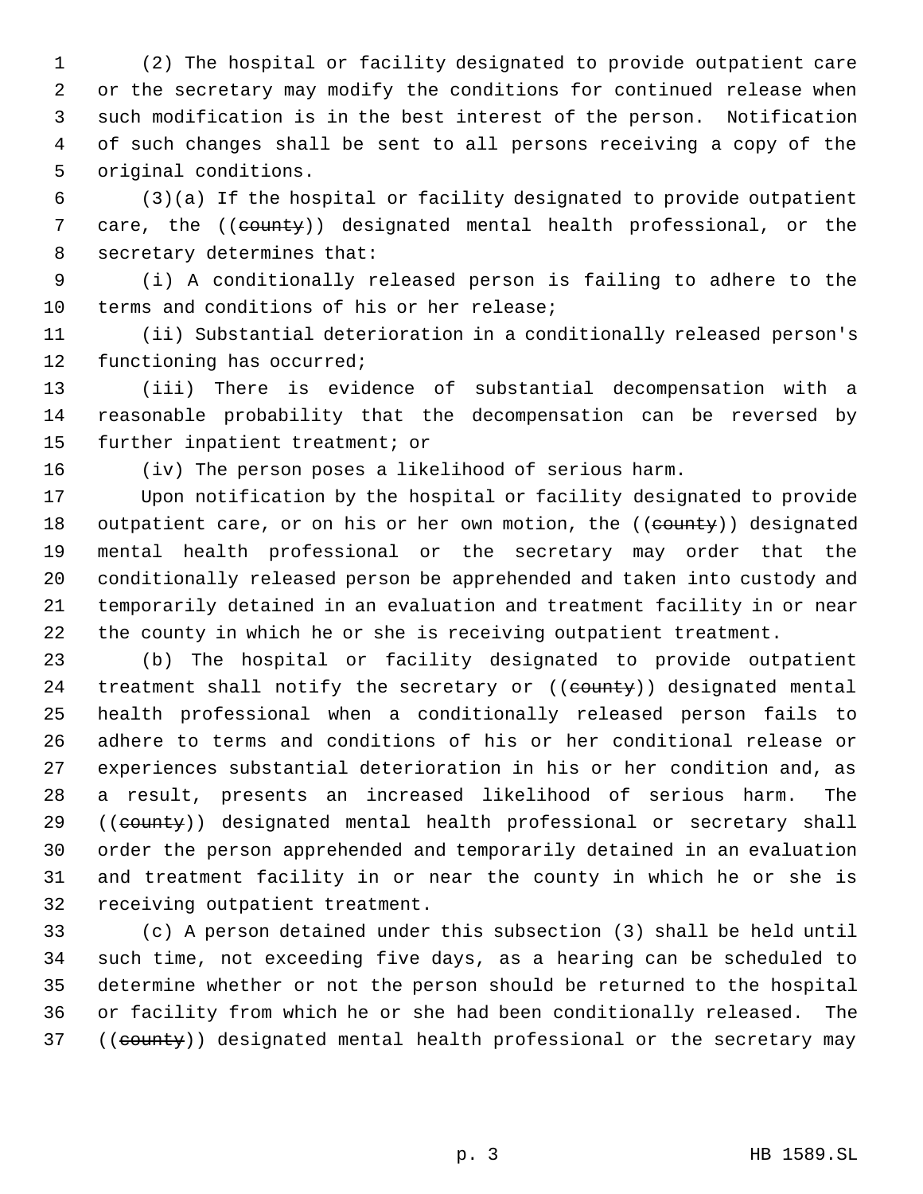(2) The hospital or facility designated to provide outpatient care or the secretary may modify the conditions for continued release when such modification is in the best interest of the person. Notification of such changes shall be sent to all persons receiving a copy of the original conditions.

(3)(a) If the hospital or facility designated to provide outpatient care, the ((~~county~~)) designated mental health professional, or the secretary determines that:

(i) A conditionally released person is failing to adhere to the terms and conditions of his or her release;

(ii) Substantial deterioration in a conditionally released person's functioning has occurred;

(iii) There is evidence of substantial decompensation with a reasonable probability that the decompensation can be reversed by further inpatient treatment; or

(iv) The person poses a likelihood of serious harm.

Upon notification by the hospital or facility designated to provide outpatient care, or on his or her own motion, the ((~~county~~)) designated mental health professional or the secretary may order that the conditionally released person be apprehended and taken into custody and temporarily detained in an evaluation and treatment facility in or near the county in which he or she is receiving outpatient treatment.

(b) The hospital or facility designated to provide outpatient treatment shall notify the secretary or ((~~county~~)) designated mental health professional when a conditionally released person fails to adhere to terms and conditions of his or her conditional release or experiences substantial deterioration in his or her condition and, as a result, presents an increased likelihood of serious harm. The ((~~county~~)) designated mental health professional or secretary shall order the person apprehended and temporarily detained in an evaluation and treatment facility in or near the county in which he or she is receiving outpatient treatment.

(c) A person detained under this subsection (3) shall be held until such time, not exceeding five days, as a hearing can be scheduled to determine whether or not the person should be returned to the hospital or facility from which he or she had been conditionally released. The ((~~county~~)) designated mental health professional or the secretary may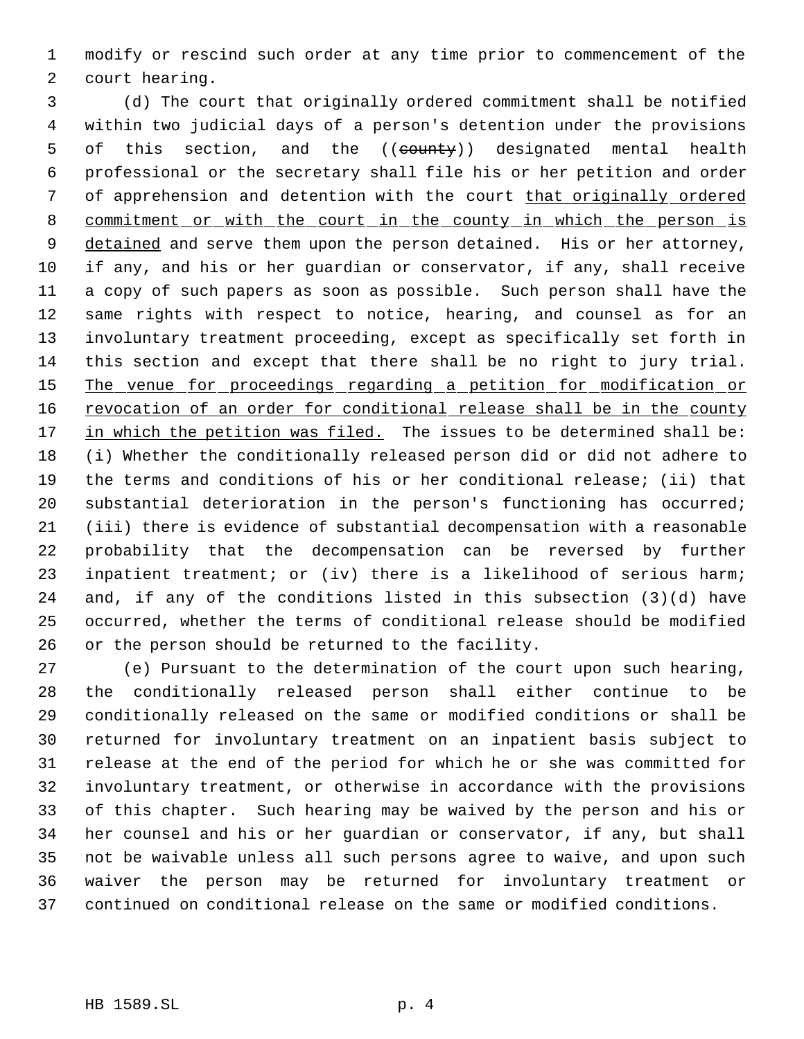modify or rescind such order at any time prior to commencement of the court hearing.

(d) The court that originally ordered commitment shall be notified within two judicial days of a person's detention under the provisions of this section, and the ((~~county~~)) designated mental health professional or the secretary shall file his or her petition and order of apprehension and detention with the court that originally ordered commitment or with the court in the county in which the person is detained and serve them upon the person detained. His or her attorney, if any, and his or her guardian or conservator, if any, shall receive a copy of such papers as soon as possible. Such person shall have the same rights with respect to notice, hearing, and counsel as for an involuntary treatment proceeding, except as specifically set forth in this section and except that there shall be no right to jury trial. The venue for proceedings regarding a petition for modification or revocation of an order for conditional release shall be in the county in which the petition was filed. The issues to be determined shall be: (i) Whether the conditionally released person did or did not adhere to the terms and conditions of his or her conditional release; (ii) that substantial deterioration in the person's functioning has occurred; (iii) there is evidence of substantial decompensation with a reasonable probability that the decompensation can be reversed by further inpatient treatment; or (iv) there is a likelihood of serious harm; and, if any of the conditions listed in this subsection (3)(d) have occurred, whether the terms of conditional release should be modified or the person should be returned to the facility.

(e) Pursuant to the determination of the court upon such hearing, the conditionally released person shall either continue to be conditionally released on the same or modified conditions or shall be returned for involuntary treatment on an inpatient basis subject to release at the end of the period for which he or she was committed for involuntary treatment, or otherwise in accordance with the provisions of this chapter. Such hearing may be waived by the person and his or her counsel and his or her guardian or conservator, if any, but shall not be waivable unless all such persons agree to waive, and upon such waiver the person may be returned for involuntary treatment or continued on conditional release on the same or modified conditions.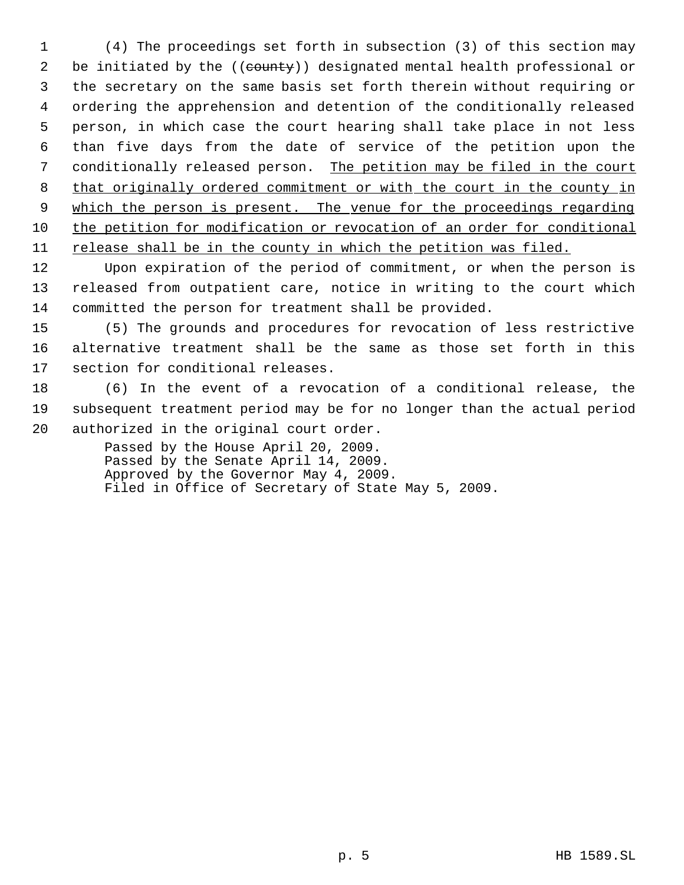(4) The proceedings set forth in subsection (3) of this section may be initiated by the ((~~county~~)) designated mental health professional or the secretary on the same basis set forth therein without requiring or ordering the apprehension and detention of the conditionally released person, in which case the court hearing shall take place in not less than five days from the date of service of the petition upon the conditionally released person. <u>The petition may be filed in the court that originally ordered commitment or with the court in the county in which the person is present. The venue for the proceedings regarding the petition for modification or revocation of an order for conditional release shall be in the county in which the petition was filed.</u>

Upon expiration of the period of commitment, or when the person is released from outpatient care, notice in writing to the court which committed the person for treatment shall be provided.

(5) The grounds and procedures for revocation of less restrictive alternative treatment shall be the same as those set forth in this section for conditional releases.

(6) In the event of a revocation of a conditional release, the subsequent treatment period may be for no longer than the actual period authorized in the original court order.

Passed by the House April 20, 2009.
Passed by the Senate April 14, 2009.
Approved by the Governor May 4, 2009.
Filed in Office of Secretary of State May 5, 2009.